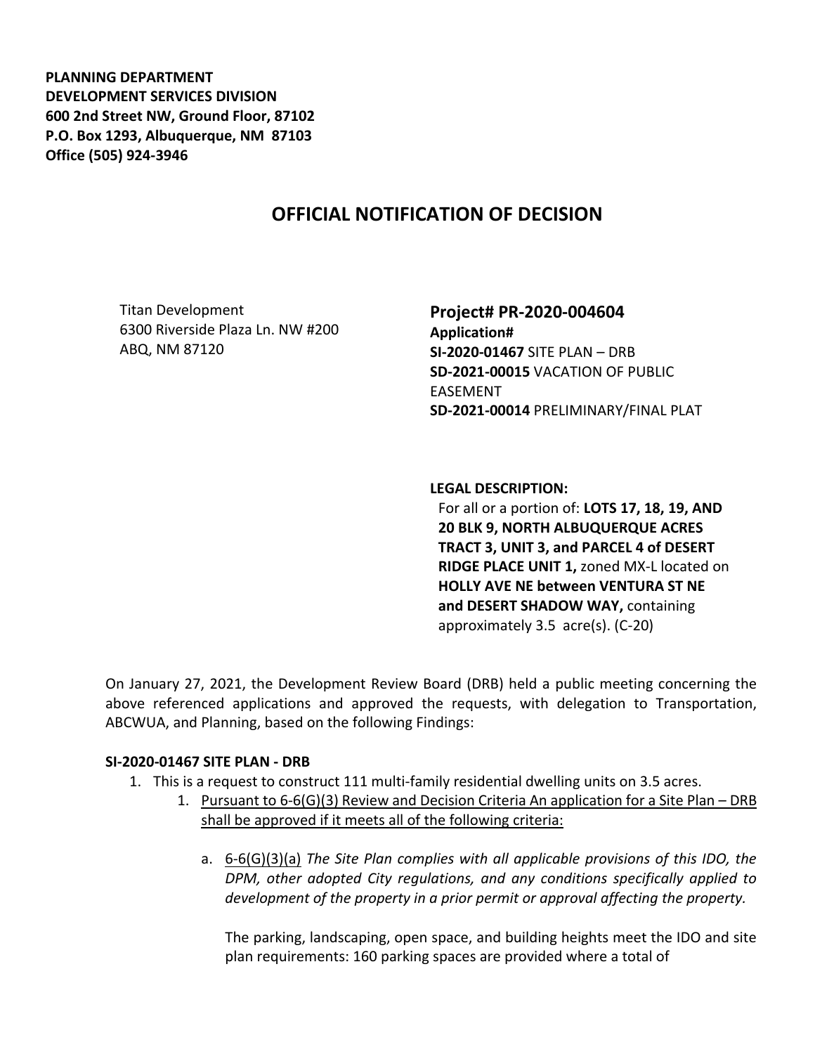**PLANNING DEPARTMENT**
**DEVELOPMENT SERVICES DIVISION**
**600 2nd Street NW, Ground Floor, 87102**
**P.O. Box 1293, Albuquerque, NM 87103**
**Office (505) 924-3946**

# OFFICIAL NOTIFICATION OF DECISION

Titan Development
6300 Riverside Plaza Ln. NW #200
ABQ, NM 87120

**Project# PR-2020-004604**
**Application#**
**SI-2020-01467** SITE PLAN – DRB
**SD-2021-00015** VACATION OF PUBLIC EASEMENT
**SD-2021-00014** PRELIMINARY/FINAL PLAT

**LEGAL DESCRIPTION:**
For all or a portion of: **LOTS 17, 18, 19, AND 20 BLK 9, NORTH ALBUQUERQUE ACRES TRACT 3, UNIT 3, and PARCEL 4 of DESERT RIDGE PLACE UNIT 1,** zoned MX-L located on **HOLLY AVE NE between VENTURA ST NE and DESERT SHADOW WAY,** containing approximately 3.5 acre(s). (C-20)

On January 27, 2021, the Development Review Board (DRB) held a public meeting concerning the above referenced applications and approved the requests, with delegation to Transportation, ABCWUA, and Planning, based on the following Findings:

**SI-2020-01467 SITE PLAN - DRB**

1. This is a request to construct 111 multi-family residential dwelling units on 3.5 acres.
    1. Pursuant to 6-6(G)(3) Review and Decision Criteria An application for a Site Plan – DRB shall be approved if it meets all of the following criteria:
        a. 6-6(G)(3)(a) *The Site Plan complies with all applicable provisions of this IDO, the DPM, other adopted City regulations, and any conditions specifically applied to development of the property in a prior permit or approval affecting the property.*

            The parking, landscaping, open space, and building heights meet the IDO and site plan requirements: 160 parking spaces are provided where a total of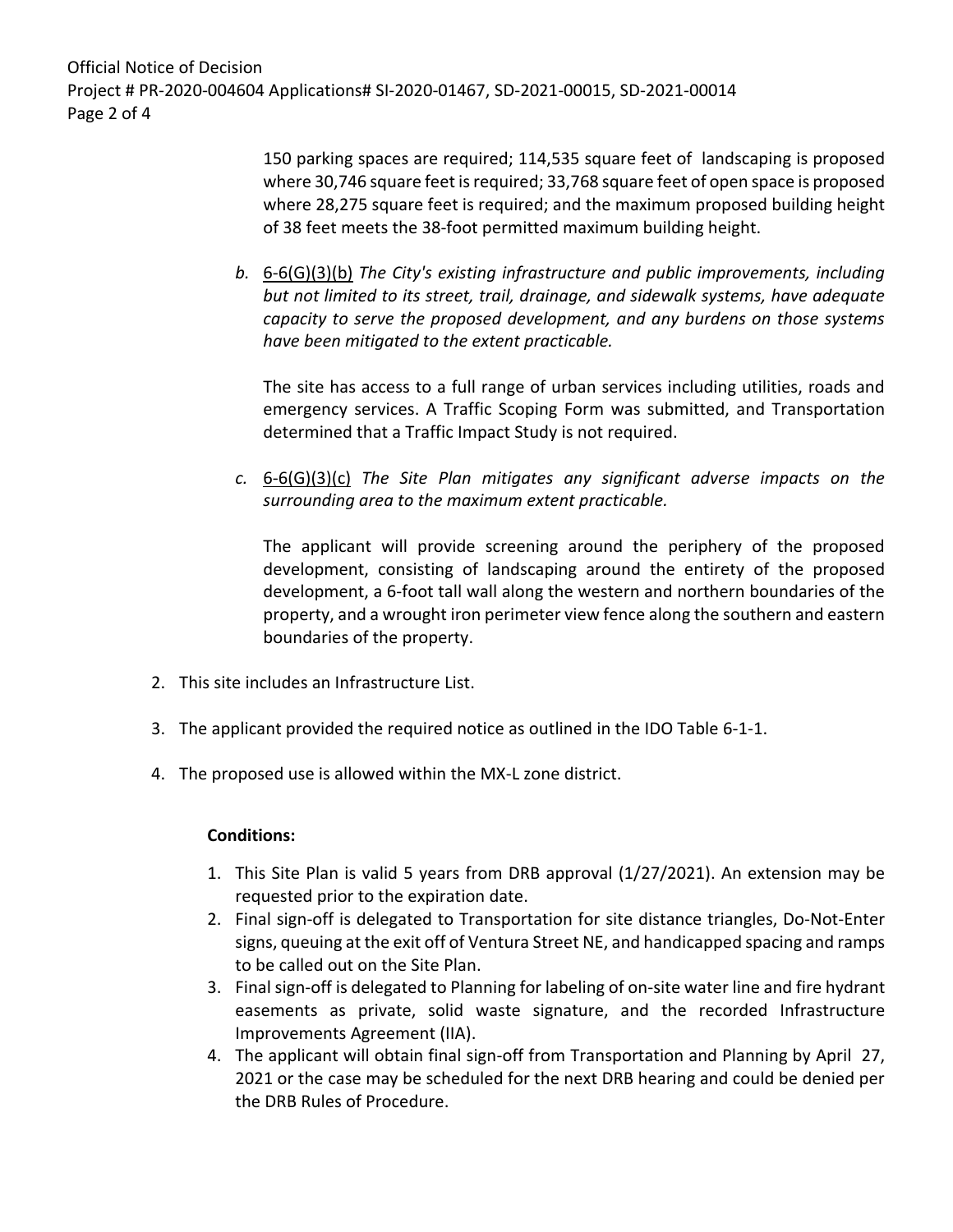150 parking spaces are required; 114,535 square feet of landscaping is proposed where 30,746 square feet is required; 33,768 square feet of open space is proposed where 28,275 square feet is required; and the maximum proposed building height of 38 feet meets the 38-foot permitted maximum building height.

b. 6-6(G)(3)(b) *The City's existing infrastructure and public improvements, including but not limited to its street, trail, drainage, and sidewalk systems, have adequate capacity to serve the proposed development, and any burdens on those systems have been mitigated to the extent practicable.*

The site has access to a full range of urban services including utilities, roads and emergency services. A Traffic Scoping Form was submitted, and Transportation determined that a Traffic Impact Study is not required.

c. 6-6(G)(3)(c) *The Site Plan mitigates any significant adverse impacts on the surrounding area to the maximum extent practicable.*

The applicant will provide screening around the periphery of the proposed development, consisting of landscaping around the entirety of the proposed development, a 6-foot tall wall along the western and northern boundaries of the property, and a wrought iron perimeter view fence along the southern and eastern boundaries of the property.

2. This site includes an Infrastructure List.
3. The applicant provided the required notice as outlined in the IDO Table 6-1-1.
4. The proposed use is allowed within the MX-L zone district.

**Conditions:**

1. This Site Plan is valid 5 years from DRB approval (1/27/2021). An extension may be requested prior to the expiration date.
2. Final sign-off is delegated to Transportation for site distance triangles, Do-Not-Enter signs, queuing at the exit off of Ventura Street NE, and handicapped spacing and ramps to be called out on the Site Plan.
3. Final sign-off is delegated to Planning for labeling of on-site water line and fire hydrant easements as private, solid waste signature, and the recorded Infrastructure Improvements Agreement (IIA).
4. The applicant will obtain final sign-off from Transportation and Planning by April 27, 2021 or the case may be scheduled for the next DRB hearing and could be denied per the DRB Rules of Procedure.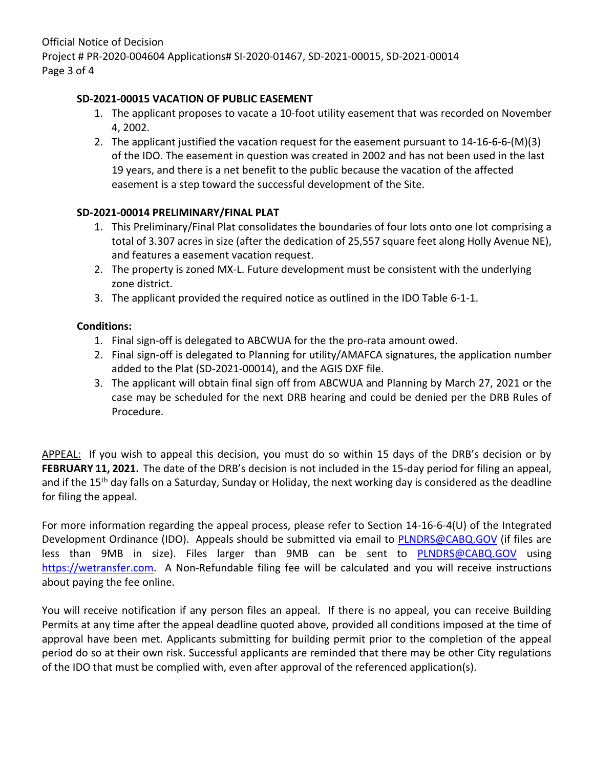**SD-2021-00015 VACATION OF PUBLIC EASEMENT**

1. The applicant proposes to vacate a 10-foot utility easement that was recorded on November 4, 2002.
2. The applicant justified the vacation request for the easement pursuant to 14-16-6-6-(M)(3) of the IDO. The easement in question was created in 2002 and has not been used in the last 19 years, and there is a net benefit to the public because the vacation of the affected easement is a step toward the successful development of the Site.

**SD-2021-00014 PRELIMINARY/FINAL PLAT**

1. This Preliminary/Final Plat consolidates the boundaries of four lots onto one lot comprising a total of 3.307 acres in size (after the dedication of 25,557 square feet along Holly Avenue NE), and features a easement vacation request.
2. The property is zoned MX-L. Future development must be consistent with the underlying zone district.
3. The applicant provided the required notice as outlined in the IDO Table 6-1-1.

**Conditions:**

1. Final sign-off is delegated to ABCWUA for the the pro-rata amount owed.
2. Final sign-off is delegated to Planning for utility/AMAFCA signatures, the application number added to the Plat (SD-2021-00014), and the AGIS DXF file.
3. The applicant will obtain final sign off from ABCWUA and Planning by March 27, 2021 or the case may be scheduled for the next DRB hearing and could be denied per the DRB Rules of Procedure.

APPEAL: If you wish to appeal this decision, you must do so within 15 days of the DRB's decision or by **FEBRUARY 11, 2021.** The date of the DRB's decision is not included in the 15-day period for filing an appeal, and if the 15th day falls on a Saturday, Sunday or Holiday, the next working day is considered as the deadline for filing the appeal.

For more information regarding the appeal process, please refer to Section 14-16-6-4(U) of the Integrated Development Ordinance (IDO). Appeals should be submitted via email to PLNDRS@CABQ.GOV (if files are less than 9MB in size). Files larger than 9MB can be sent to PLNDRS@CABQ.GOV using https://wetransfer.com. A Non-Refundable filing fee will be calculated and you will receive instructions about paying the fee online.

You will receive notification if any person files an appeal. If there is no appeal, you can receive Building Permits at any time after the appeal deadline quoted above, provided all conditions imposed at the time of approval have been met. Applicants submitting for building permit prior to the completion of the appeal period do so at their own risk. Successful applicants are reminded that there may be other City regulations of the IDO that must be complied with, even after approval of the referenced application(s).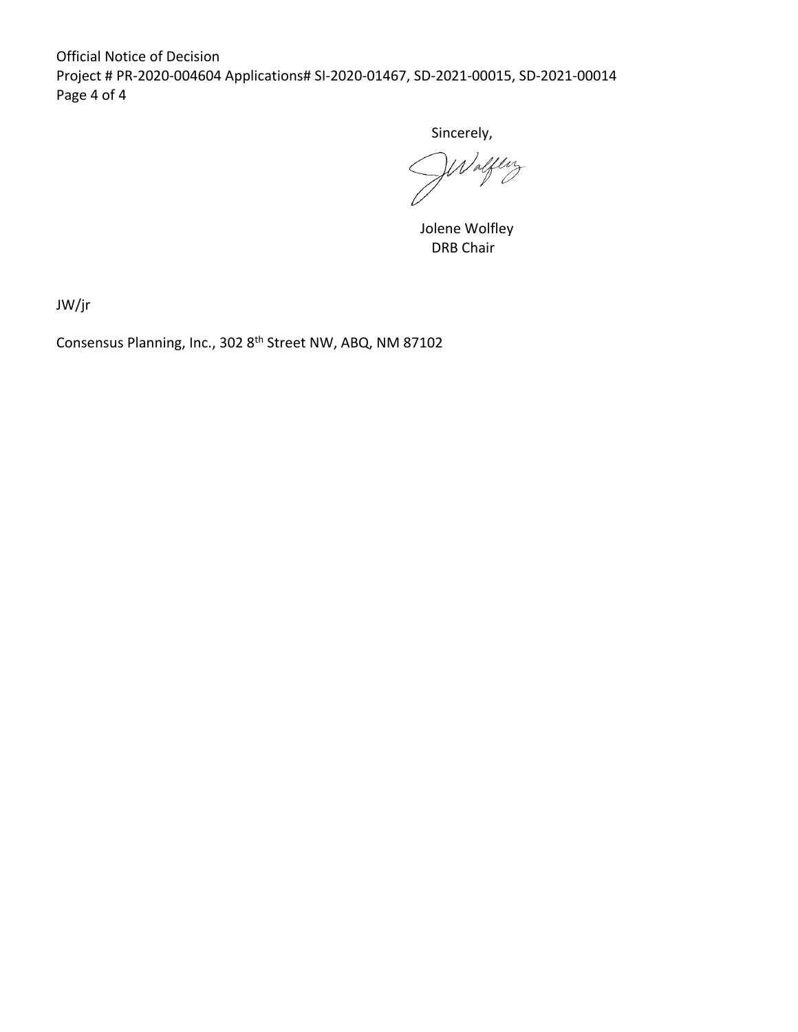Sincerely,

Jolene Wolfley
DRB Chair

JW/jr

Consensus Planning, Inc., 302 8th Street NW, ABQ, NM 87102